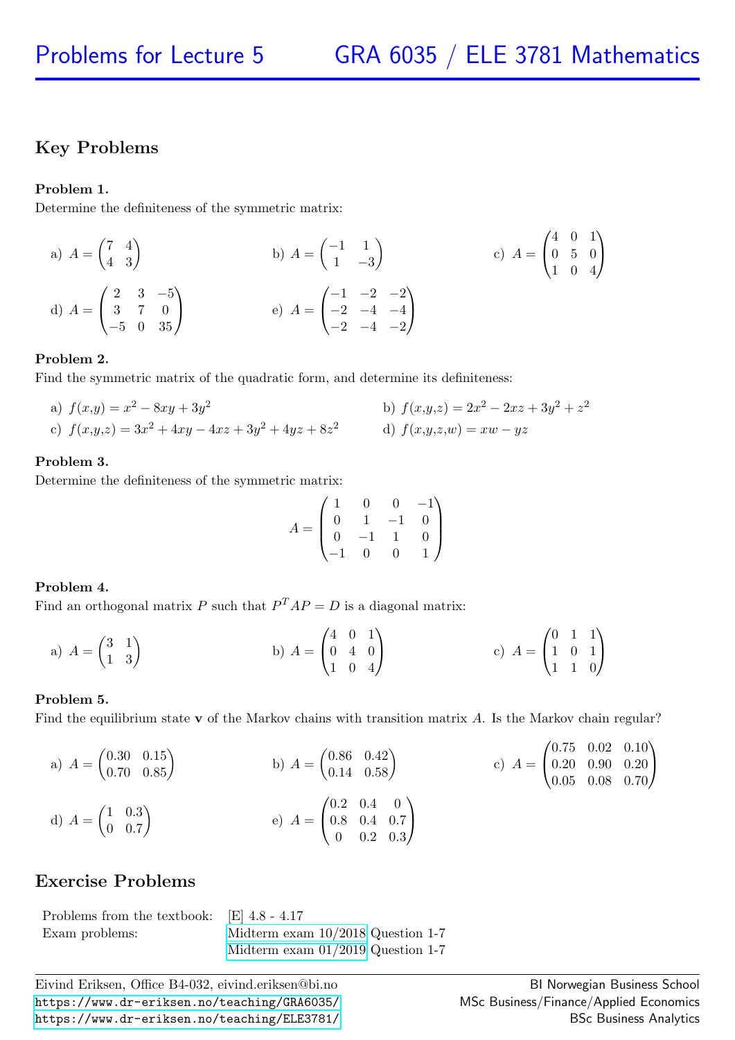# Problems for Lecture 5 — GRA 6035 / ELE 3781 Mathematics

## Key Problems

**Problem 1.**
Determine the definiteness of the symmetric matrix:

a) $A = \begin{pmatrix} 7 & 4 \\ 4 & 3 \end{pmatrix}$

b) $A = \begin{pmatrix} -1 & 1 \\ 1 & -3 \end{pmatrix}$

c) $A = \begin{pmatrix} 4 & 0 & 1 \\ 0 & 5 & 0 \\ 1 & 0 & 4 \end{pmatrix}$

d) $A = \begin{pmatrix} 2 & 3 & -5 \\ 3 & 7 & 0 \\ -5 & 0 & 35 \end{pmatrix}$

e) $A = \begin{pmatrix} -1 & -2 & -2 \\ -2 & -4 & -4 \\ -2 & -4 & -2 \end{pmatrix}$

**Problem 2.**
Find the symmetric matrix of the quadratic form, and determine its definiteness:

a) $f(x,y) = x^2 - 8xy + 3y^2$

b) $f(x,y,z) = 2x^2 - 2xz + 3y^2 + z^2$

c) $f(x,y,z) = 3x^2 + 4xy - 4xz + 3y^2 + 4yz + 8z^2$

d) $f(x,y,z,w) = xw - yz$

**Problem 3.**
Determine the definiteness of the symmetric matrix:

$$A = \begin{pmatrix} 1 & 0 & 0 & -1 \\ 0 & 1 & -1 & 0 \\ 0 & -1 & 1 & 0 \\ -1 & 0 & 0 & 1 \end{pmatrix}$$

**Problem 4.**
Find an orthogonal matrix $P$ such that $P^T AP = D$ is a diagonal matrix:

a) $A = \begin{pmatrix} 3 & 1 \\ 1 & 3 \end{pmatrix}$

b) $A = \begin{pmatrix} 4 & 0 & 1 \\ 0 & 4 & 0 \\ 1 & 0 & 4 \end{pmatrix}$

c) $A = \begin{pmatrix} 0 & 1 & 1 \\ 1 & 0 & 1 \\ 1 & 1 & 0 \end{pmatrix}$

**Problem 5.**
Find the equilibrium state $\mathbf{v}$ of the Markov chains with transition matrix $A$. Is the Markov chain regular?

a) $A = \begin{pmatrix} 0.30 & 0.15 \\ 0.70 & 0.85 \end{pmatrix}$

b) $A = \begin{pmatrix} 0.86 & 0.42 \\ 0.14 & 0.58 \end{pmatrix}$

c) $A = \begin{pmatrix} 0.75 & 0.02 & 0.10 \\ 0.20 & 0.90 & 0.20 \\ 0.05 & 0.08 & 0.70 \end{pmatrix}$

d) $A = \begin{pmatrix} 1 & 0.3 \\ 0 & 0.7 \end{pmatrix}$

e) $A = \begin{pmatrix} 0.2 & 0.4 & 0 \\ 0.8 & 0.4 & 0.7 \\ 0 & 0.2 & 0.3 \end{pmatrix}$

## Exercise Problems

| | |
|---|---|
| Problems from the textbook: | [E] 4.8 - 4.17 |
| Exam problems: | Midterm exam 10/2018 Question 1-7 |
| | Midterm exam 01/2019 Question 1-7 |

Eivind Eriksen, Office B4-032, eivind.eriksen@bi.no
https://www.dr-eriksen.no/teaching/GRA6035/
https://www.dr-eriksen.no/teaching/ELE3781/

BI Norwegian Business School
MSc Business/Finance/Applied Economics
BSc Business Analytics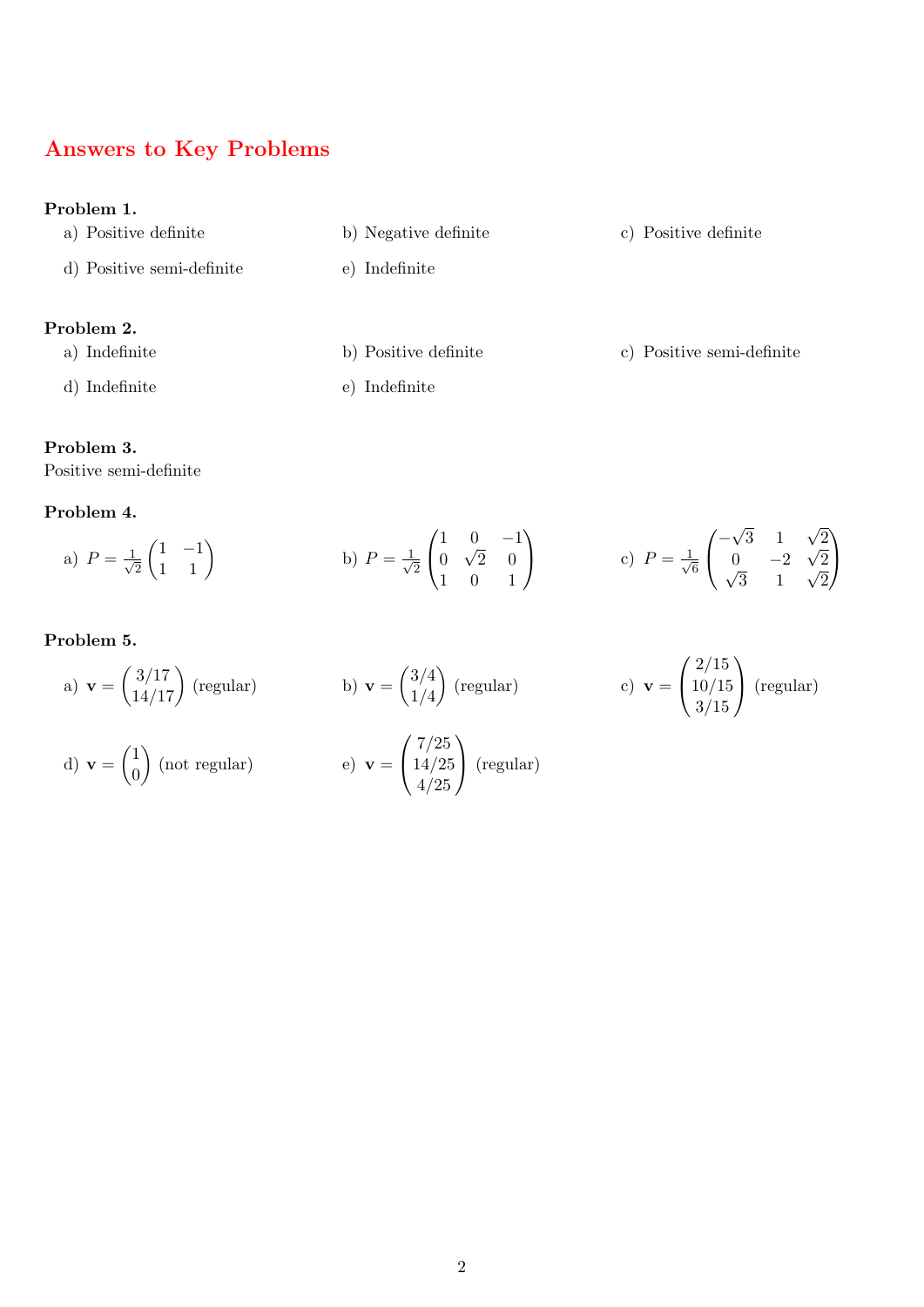## Answers to Key Problems

**Problem 1.**

a) Positive definite

b) Negative definite

c) Positive definite

d) Positive semi-definite

e) Indefinite

**Problem 2.**

a) Indefinite

b) Positive definite

c) Positive semi-definite

d) Indefinite

e) Indefinite

**Problem 3.**
Positive semi-definite

**Problem 4.**

a) $P = \frac{1}{\sqrt{2}}\begin{pmatrix} 1 & -1 \\ 1 & 1 \end{pmatrix}$

b) $P = \frac{1}{\sqrt{2}}\begin{pmatrix} 1 & 0 & -1 \\ 0 & \sqrt{2} & 0 \\ 1 & 0 & 1 \end{pmatrix}$

c) $P = \frac{1}{\sqrt{6}}\begin{pmatrix} -\sqrt{3} & 1 & \sqrt{2} \\ 0 & -2 & \sqrt{2} \\ \sqrt{3} & 1 & \sqrt{2} \end{pmatrix}$

**Problem 5.**

a) $\mathbf{v} = \begin{pmatrix} 3/17 \\ 14/17 \end{pmatrix}$ (regular)

b) $\mathbf{v} = \begin{pmatrix} 3/4 \\ 1/4 \end{pmatrix}$ (regular)

c) $\mathbf{v} = \begin{pmatrix} 2/15 \\ 10/15 \\ 3/15 \end{pmatrix}$ (regular)

d) $\mathbf{v} = \begin{pmatrix} 1 \\ 0 \end{pmatrix}$ (not regular)

e) $\mathbf{v} = \begin{pmatrix} 7/25 \\ 14/25 \\ 4/25 \end{pmatrix}$ (regular)